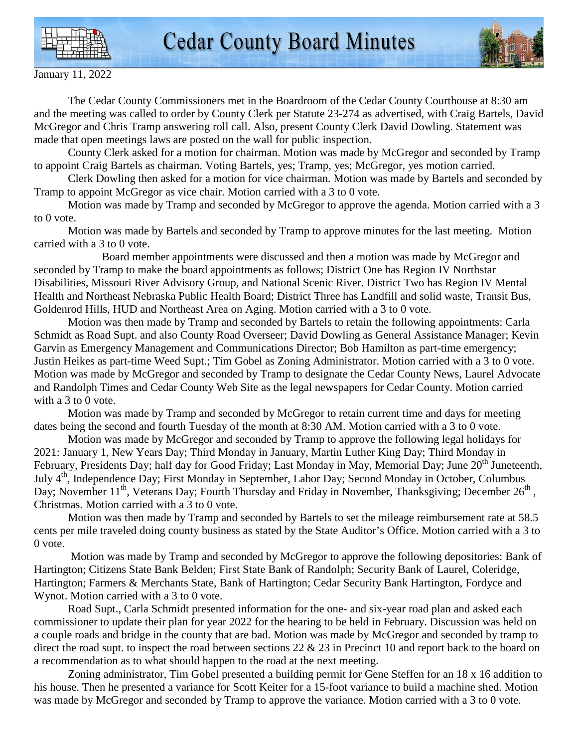# Cedar County Board Minutes

January 11, 2022

The Cedar County Commissioners met in the Boardroom of the Cedar County Courthouse at 8:30 am and the meeting was called to order by County Clerk per Statute 23-274 as advertised, with Craig Bartels, David McGregor and Chris Tramp answering roll call. Also, present County Clerk David Dowling. Statement was made that open meetings laws are posted on the wall for public inspection.

County Clerk asked for a motion for chairman. Motion was made by McGregor and seconded by Tramp to appoint Craig Bartels as chairman. Voting Bartels, yes; Tramp, yes; McGregor, yes motion carried.

Clerk Dowling then asked for a motion for vice chairman. Motion was made by Bartels and seconded by Tramp to appoint McGregor as vice chair. Motion carried with a 3 to 0 vote.

Motion was made by Tramp and seconded by McGregor to approve the agenda. Motion carried with a 3 to 0 vote.

Motion was made by Bartels and seconded by Tramp to approve minutes for the last meeting. Motion carried with a 3 to 0 vote.

Board member appointments were discussed and then a motion was made by McGregor and seconded by Tramp to make the board appointments as follows; District One has Region IV Northstar Disabilities, Missouri River Advisory Group, and National Scenic River. District Two has Region IV Mental Health and Northeast Nebraska Public Health Board; District Three has Landfill and solid waste, Transit Bus, Goldenrod Hills, HUD and Northeast Area on Aging. Motion carried with a 3 to 0 vote.

Motion was then made by Tramp and seconded by Bartels to retain the following appointments: Carla Schmidt as Road Supt. and also County Road Overseer; David Dowling as General Assistance Manager; Kevin Garvin as Emergency Management and Communications Director; Bob Hamilton as part-time emergency; Justin Heikes as part-time Weed Supt.; Tim Gobel as Zoning Administrator. Motion carried with a 3 to 0 vote. Motion was made by McGregor and seconded by Tramp to designate the Cedar County News, Laurel Advocate and Randolph Times and Cedar County Web Site as the legal newspapers for Cedar County. Motion carried with a 3 to 0 vote.

Motion was made by Tramp and seconded by McGregor to retain current time and days for meeting dates being the second and fourth Tuesday of the month at 8:30 AM. Motion carried with a 3 to 0 vote.

Motion was made by McGregor and seconded by Tramp to approve the following legal holidays for 2021: January 1, New Years Day; Third Monday in January, Martin Luther King Day; Third Monday in February, Presidents Day; half day for Good Friday; Last Monday in May, Memorial Day; June 20th Juneteenth, July 4th, Independence Day; First Monday in September, Labor Day; Second Monday in October, Columbus Day; November 11th, Veterans Day; Fourth Thursday and Friday in November, Thanksgiving; December 26th, Christmas. Motion carried with a 3 to 0 vote.

Motion was then made by Tramp and seconded by Bartels to set the mileage reimbursement rate at 58.5 cents per mile traveled doing county business as stated by the State Auditor's Office. Motion carried with a 3 to 0 vote.

Motion was made by Tramp and seconded by McGregor to approve the following depositories: Bank of Hartington; Citizens State Bank Belden; First State Bank of Randolph; Security Bank of Laurel, Coleridge, Hartington; Farmers & Merchants State, Bank of Hartington; Cedar Security Bank Hartington, Fordyce and Wynot. Motion carried with a 3 to 0 vote.

Road Supt., Carla Schmidt presented information for the one- and six-year road plan and asked each commissioner to update their plan for year 2022 for the hearing to be held in February. Discussion was held on a couple roads and bridge in the county that are bad. Motion was made by McGregor and seconded by tramp to direct the road supt. to inspect the road between sections 22 & 23 in Precinct 10 and report back to the board on a recommendation as to what should happen to the road at the next meeting.

Zoning administrator, Tim Gobel presented a building permit for Gene Steffen for an 18 x 16 addition to his house. Then he presented a variance for Scott Keiter for a 15-foot variance to build a machine shed. Motion was made by McGregor and seconded by Tramp to approve the variance. Motion carried with a 3 to 0 vote.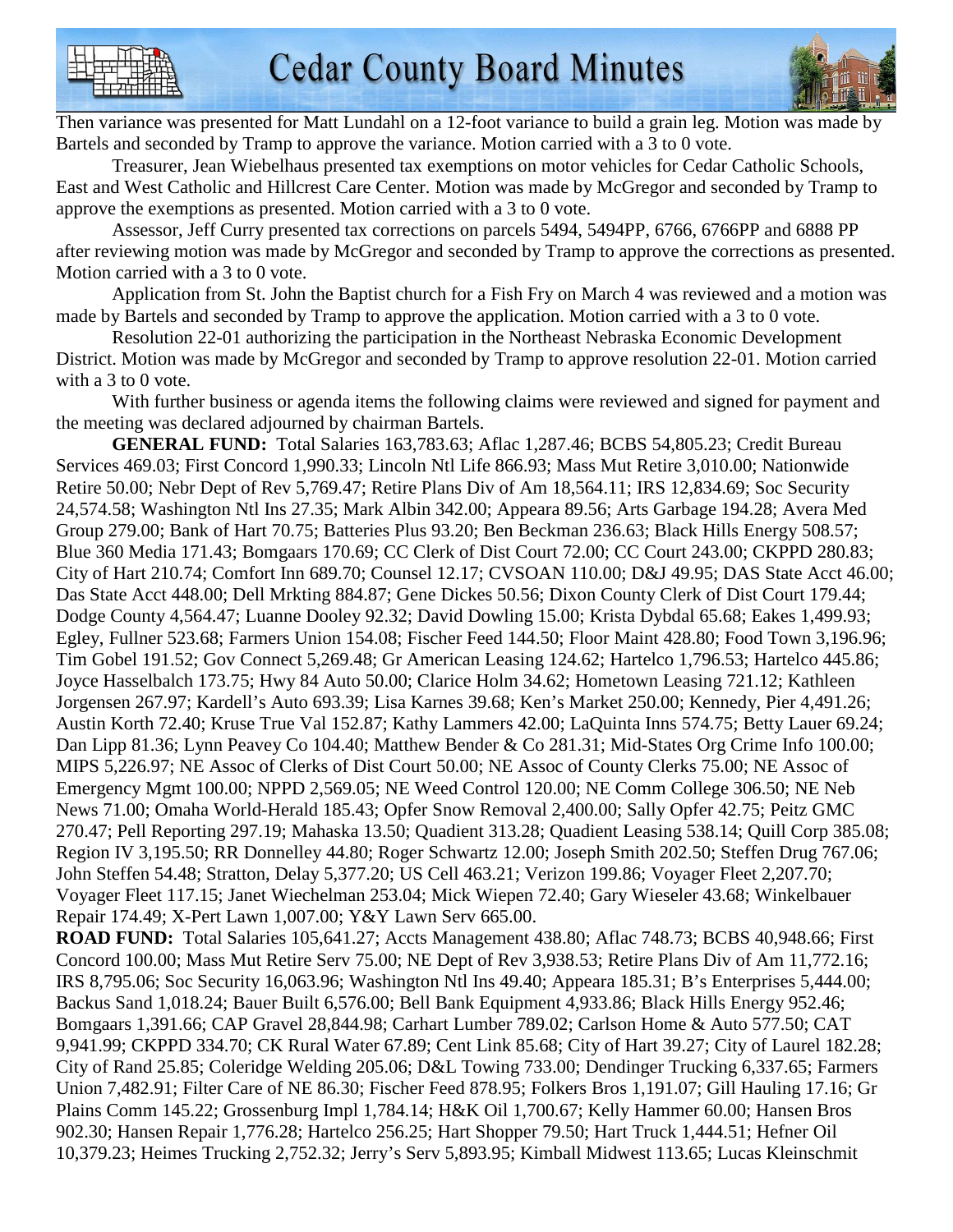Then variance was presented for Matt Lundahl on a 12-foot variance to build a grain leg. Motion was made by Bartels and seconded by Tramp to approve the variance. Motion carried with a 3 to 0 vote.

Treasurer, Jean Wiebelhaus presented tax exemptions on motor vehicles for Cedar Catholic Schools, East and West Catholic and Hillcrest Care Center. Motion was made by McGregor and seconded by Tramp to approve the exemptions as presented. Motion carried with a 3 to 0 vote.

Assessor, Jeff Curry presented tax corrections on parcels 5494, 5494PP, 6766, 6766PP and 6888 PP after reviewing motion was made by McGregor and seconded by Tramp to approve the corrections as presented. Motion carried with a 3 to 0 vote.

Application from St. John the Baptist church for a Fish Fry on March 4 was reviewed and a motion was made by Bartels and seconded by Tramp to approve the application. Motion carried with a 3 to 0 vote.

Resolution 22-01 authorizing the participation in the Northeast Nebraska Economic Development District. Motion was made by McGregor and seconded by Tramp to approve resolution 22-01. Motion carried with a 3 to 0 vote.

With further business or agenda items the following claims were reviewed and signed for payment and the meeting was declared adjourned by chairman Bartels.

**GENERAL FUND:** Total Salaries 163,783.63; Aflac 1,287.46; BCBS 54,805.23; Credit Bureau Services 469.03; First Concord 1,990.33; Lincoln Ntl Life 866.93; Mass Mut Retire 3,010.00; Nationwide Retire 50.00; Nebr Dept of Rev 5,769.47; Retire Plans Div of Am 18,564.11; IRS 12,834.69; Soc Security 24,574.58; Washington Ntl Ins 27.35; Mark Albin 342.00; Appeara 89.56; Arts Garbage 194.28; Avera Med Group 279.00; Bank of Hart 70.75; Batteries Plus 93.20; Ben Beckman 236.63; Black Hills Energy 508.57; Blue 360 Media 171.43; Bomgaars 170.69; CC Clerk of Dist Court 72.00; CC Court 243.00; CKPPD 280.83; City of Hart 210.74; Comfort Inn 689.70; Counsel 12.17; CVSOAN 110.00; D&J 49.95; DAS State Acct 46.00; Das State Acct 448.00; Dell Mrkting 884.87; Gene Dickes 50.56; Dixon County Clerk of Dist Court 179.44; Dodge County 4,564.47; Luanne Dooley 92.32; David Dowling 15.00; Krista Dybdal 65.68; Eakes 1,499.93; Egley, Fullner 523.68; Farmers Union 154.08; Fischer Feed 144.50; Floor Maint 428.80; Food Town 3,196.96; Tim Gobel 191.52; Gov Connect 5,269.48; Gr American Leasing 124.62; Hartelco 1,796.53; Hartelco 445.86; Joyce Hasselbalch 173.75; Hwy 84 Auto 50.00; Clarice Holm 34.62; Hometown Leasing 721.12; Kathleen Jorgensen 267.97; Kardell's Auto 693.39; Lisa Karnes 39.68; Ken's Market 250.00; Kennedy, Pier 4,491.26; Austin Korth 72.40; Kruse True Val 152.87; Kathy Lammers 42.00; LaQuinta Inns 574.75; Betty Lauer 69.24; Dan Lipp 81.36; Lynn Peavey Co 104.40; Matthew Bender & Co 281.31; Mid-States Org Crime Info 100.00; MIPS 5,226.97; NE Assoc of Clerks of Dist Court 50.00; NE Assoc of County Clerks 75.00; NE Assoc of Emergency Mgmt 100.00; NPPD 2,569.05; NE Weed Control 120.00; NE Comm College 306.50; NE Neb News 71.00; Omaha World-Herald 185.43; Opfer Snow Removal 2,400.00; Sally Opfer 42.75; Peitz GMC 270.47; Pell Reporting 297.19; Mahaska 13.50; Quadient 313.28; Quadient Leasing 538.14; Quill Corp 385.08; Region IV 3,195.50; RR Donnelley 44.80; Roger Schwartz 12.00; Joseph Smith 202.50; Steffen Drug 767.06; John Steffen 54.48; Stratton, Delay 5,377.20; US Cell 463.21; Verizon 199.86; Voyager Fleet 2,207.70; Voyager Fleet 117.15; Janet Wiechelman 253.04; Mick Wiepen 72.40; Gary Wieseler 43.68; Winkelbauer Repair 174.49; X-Pert Lawn 1,007.00; Y&Y Lawn Serv 665.00.

**ROAD FUND:** Total Salaries 105,641.27; Accts Management 438.80; Aflac 748.73; BCBS 40,948.66; First Concord 100.00; Mass Mut Retire Serv 75.00; NE Dept of Rev 3,938.53; Retire Plans Div of Am 11,772.16; IRS 8,795.06; Soc Security 16,063.96; Washington Ntl Ins 49.40; Appeara 185.31; B's Enterprises 5,444.00; Backus Sand 1,018.24; Bauer Built 6,576.00; Bell Bank Equipment 4,933.86; Black Hills Energy 952.46; Bomgaars 1,391.66; CAP Gravel 28,844.98; Carhart Lumber 789.02; Carlson Home & Auto 577.50; CAT 9,941.99; CKPPD 334.70; CK Rural Water 67.89; Cent Link 85.68; City of Hart 39.27; City of Laurel 182.28; City of Rand 25.85; Coleridge Welding 205.06; D&L Towing 733.00; Dendinger Trucking 6,337.65; Farmers Union 7,482.91; Filter Care of NE 86.30; Fischer Feed 878.95; Folkers Bros 1,191.07; Gill Hauling 17.16; Gr Plains Comm 145.22; Grossenburg Impl 1,784.14; H&K Oil 1,700.67; Kelly Hammer 60.00; Hansen Bros 902.30; Hansen Repair 1,776.28; Hartelco 256.25; Hart Shopper 79.50; Hart Truck 1,444.51; Hefner Oil 10,379.23; Heimes Trucking 2,752.32; Jerry's Serv 5,893.95; Kimball Midwest 113.65; Lucas Kleinschmit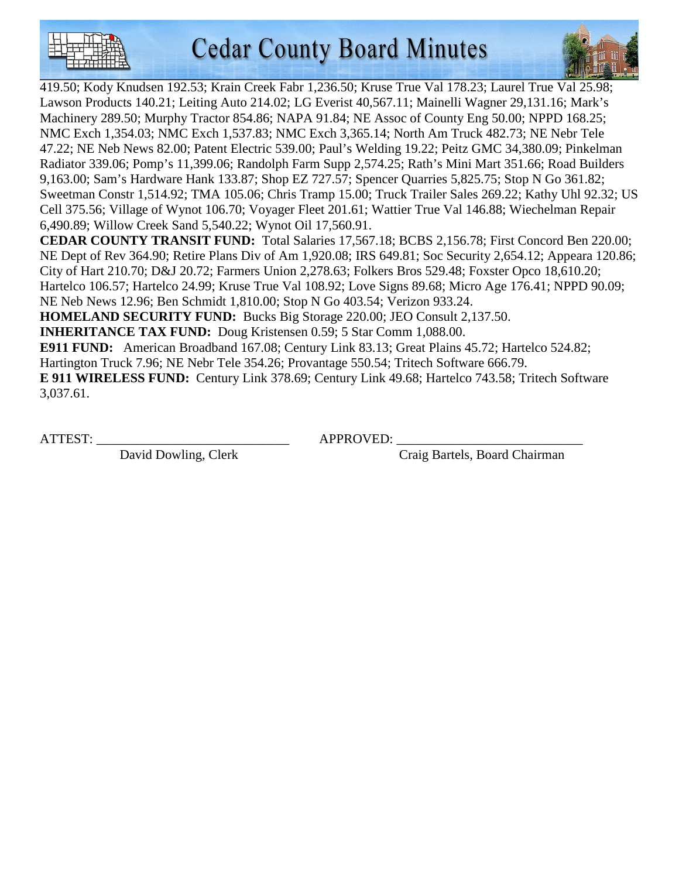419.50; Kody Knudsen 192.53; Krain Creek Fabr 1,236.50; Kruse True Val 178.23; Laurel True Val 25.98; Lawson Products 140.21; Leiting Auto 214.02; LG Everist 40,567.11; Mainelli Wagner 29,131.16; Mark's Machinery 289.50; Murphy Tractor 854.86; NAPA 91.84; NE Assoc of County Eng 50.00; NPPD 168.25; NMC Exch 1,354.03; NMC Exch 1,537.83; NMC Exch 3,365.14; North Am Truck 482.73; NE Nebr Tele 47.22; NE Neb News 82.00; Patent Electric 539.00; Paul's Welding 19.22; Peitz GMC 34,380.09; Pinkelman Radiator 339.06; Pomp's 11,399.06; Randolph Farm Supp 2,574.25; Rath's Mini Mart 351.66; Road Builders 9,163.00; Sam's Hardware Hank 133.87; Shop EZ 727.57; Spencer Quarries 5,825.75; Stop N Go 361.82; Sweetman Constr 1,514.92; TMA 105.06; Chris Tramp 15.00; Truck Trailer Sales 269.22; Kathy Uhl 92.32; US Cell 375.56; Village of Wynot 106.70; Voyager Fleet 201.61; Wattier True Val 146.88; Wiechelman Repair 6,490.89; Willow Creek Sand 5,540.22; Wynot Oil 17,560.91.

**CEDAR COUNTY TRANSIT FUND:** Total Salaries 17,567.18; BCBS 2,156.78; First Concord Ben 220.00; NE Dept of Rev 364.90; Retire Plans Div of Am 1,920.08; IRS 649.81; Soc Security 2,654.12; Appeara 120.86; City of Hart 210.70; D&J 20.72; Farmers Union 2,278.63; Folkers Bros 529.48; Foxster Opco 18,610.20; Hartelco 106.57; Hartelco 24.99; Kruse True Val 108.92; Love Signs 89.68; Micro Age 176.41; NPPD 90.09; NE Neb News 12.96; Ben Schmidt 1,810.00; Stop N Go 403.54; Verizon 933.24.

**HOMELAND SECURITY FUND:** Bucks Big Storage 220.00; JEO Consult 2,137.50.

**INHERITANCE TAX FUND:** Doug Kristensen 0.59; 5 Star Comm 1,088.00.

**E911 FUND:** American Broadband 167.08; Century Link 83.13; Great Plains 45.72; Hartelco 524.82; Hartington Truck 7.96; NE Nebr Tele 354.26; Provantage 550.54; Tritech Software 666.79.

**E 911 WIRELESS FUND:** Century Link 378.69; Century Link 49.68; Hartelco 743.58; Tritech Software 3,037.61.

ATTEST: ______________________________ APPROVED: ____________________________

David Dowling, Clerk — Craig Bartels, Board Chairman